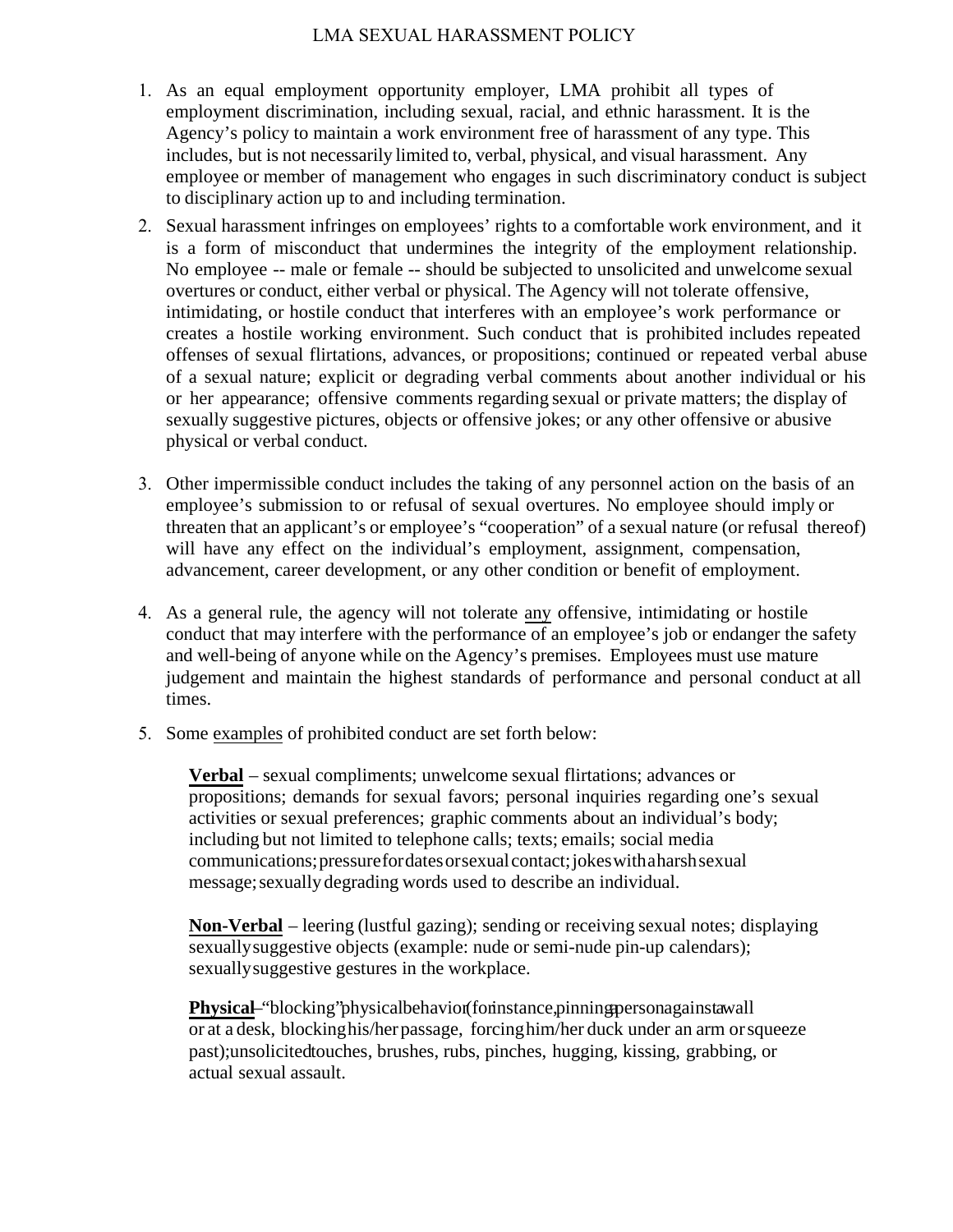# LMA SEXUAL HARASSMENT POLICY

1. As an equal employment opportunity employer, LMA prohibit all types of employment discrimination, including sexual, racial, and ethnic harassment. It is the Agency's policy to maintain a work environment free of harassment of any type. This includes, but is not necessarily limited to, verbal, physical, and visual harassment. Any employee or member of management who engages in such discriminatory conduct is subject to disciplinary action up to and including termination.

2. Sexual harassment infringes on employees' rights to a comfortable work environment, and it is a form of misconduct that undermines the integrity of the employment relationship. No employee -- male or female -- should be subjected to unsolicited and unwelcome sexual overtures or conduct, either verbal or physical. The Agency will not tolerate offensive, intimidating, or hostile conduct that interferes with an employee's work performance or creates a hostile working environment. Such conduct that is prohibited includes repeated offenses of sexual flirtations, advances, or propositions; continued or repeated verbal abuse of a sexual nature; explicit or degrading verbal comments about another individual or his or her appearance; offensive comments regarding sexual or private matters; the display of sexually suggestive pictures, objects or offensive jokes; or any other offensive or abusive physical or verbal conduct.

3. Other impermissible conduct includes the taking of any personnel action on the basis of an employee's submission to or refusal of sexual overtures. No employee should imply or threaten that an applicant's or employee's "cooperation" of a sexual nature (or refusal thereof) will have any effect on the individual's employment, assignment, compensation, advancement, career development, or any other condition or benefit of employment.

4. As a general rule, the agency will not tolerate <u>any</u> offensive, intimidating or hostile conduct that may interfere with the performance of an employee's job or endanger the safety and well-being of anyone while on the Agency's premises. Employees must use mature judgement and maintain the highest standards of performance and personal conduct at all times.

5. Some <u>examples</u> of prohibited conduct are set forth below:

   **<u>Verbal</u>** – sexual compliments; unwelcome sexual flirtations; advances or propositions; demands for sexual favors; personal inquiries regarding one's sexual activities or sexual preferences; graphic comments about an individual's body; including but not limited to telephone calls; texts; emails; social media communications; pressure for dates or sexual contact; jokes with a harsh sexual message; sexually degrading words used to describe an individual.

   **<u>Non-Verbal</u>** – leering (lustful gazing); sending or receiving sexual notes; displaying sexually suggestive objects (example: nude or semi-nude pin-up calendars); sexually suggestive gestures in the workplace.

   **<u>Physical</u>** – "blocking" physical behavior (for instance, pinning a person against a wall or at a desk, blocking his/her passage, forcing him/her duck under an arm or squeeze past); unsolicited touches, brushes, rubs, pinches, hugging, kissing, grabbing, or actual sexual assault.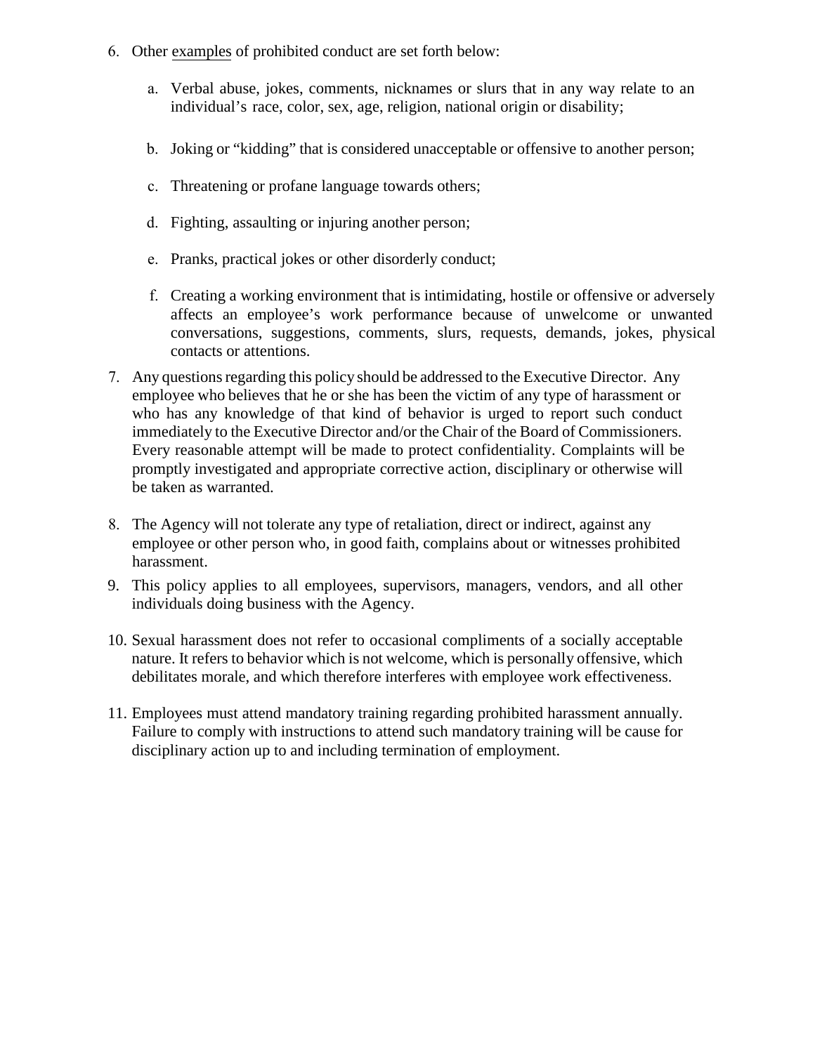6. Other <u>examples</u> of prohibited conduct are set forth below:

    a. Verbal abuse, jokes, comments, nicknames or slurs that in any way relate to an individual's race, color, sex, age, religion, national origin or disability;

    b. Joking or "kidding" that is considered unacceptable or offensive to another person;

    c. Threatening or profane language towards others;

    d. Fighting, assaulting or injuring another person;

    e. Pranks, practical jokes or other disorderly conduct;

    f. Creating a working environment that is intimidating, hostile or offensive or adversely affects an employee's work performance because of unwelcome or unwanted conversations, suggestions, comments, slurs, requests, demands, jokes, physical contacts or attentions.

7. Any questions regarding this policy should be addressed to the Executive Director. Any employee who believes that he or she has been the victim of any type of harassment or who has any knowledge of that kind of behavior is urged to report such conduct immediately to the Executive Director and/or the Chair of the Board of Commissioners. Every reasonable attempt will be made to protect confidentiality. Complaints will be promptly investigated and appropriate corrective action, disciplinary or otherwise will be taken as warranted.

8. The Agency will not tolerate any type of retaliation, direct or indirect, against any employee or other person who, in good faith, complains about or witnesses prohibited harassment.

9. This policy applies to all employees, supervisors, managers, vendors, and all other individuals doing business with the Agency.

10. Sexual harassment does not refer to occasional compliments of a socially acceptable nature. It refers to behavior which is not welcome, which is personally offensive, which debilitates morale, and which therefore interferes with employee work effectiveness.

11. Employees must attend mandatory training regarding prohibited harassment annually. Failure to comply with instructions to attend such mandatory training will be cause for disciplinary action up to and including termination of employment.